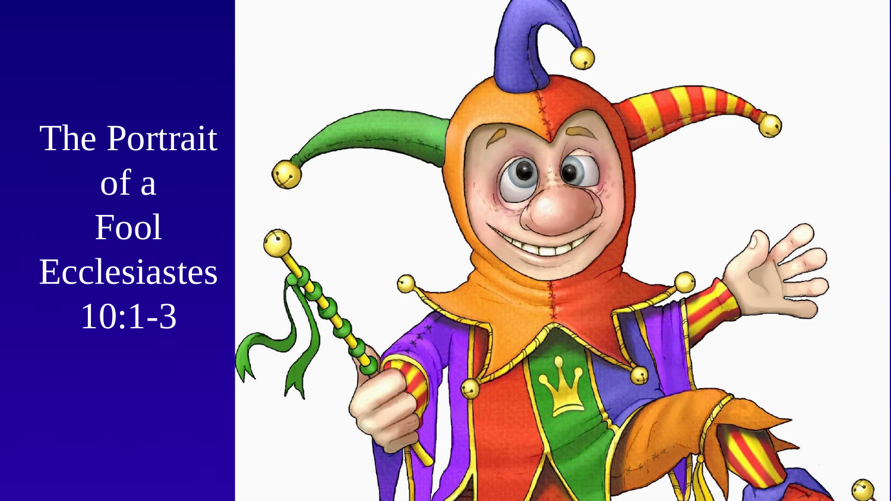# The Portrait of a Fool Ecclesiastes 10:1-3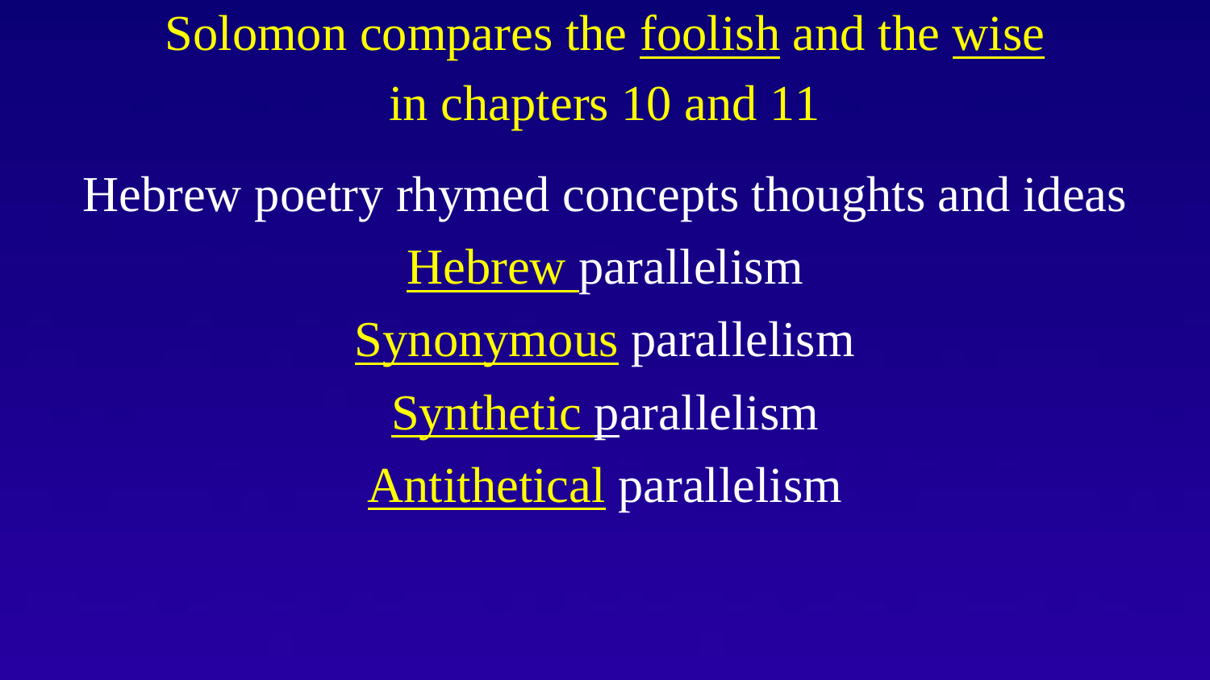## Solomon compares the foolish and the wise in chapters 10 and 11

Hebrew poetry rhymed concepts thoughts and ideas

Hebrew parallelism

Synonymous parallelism

Synthetic parallelism

Antithetical parallelism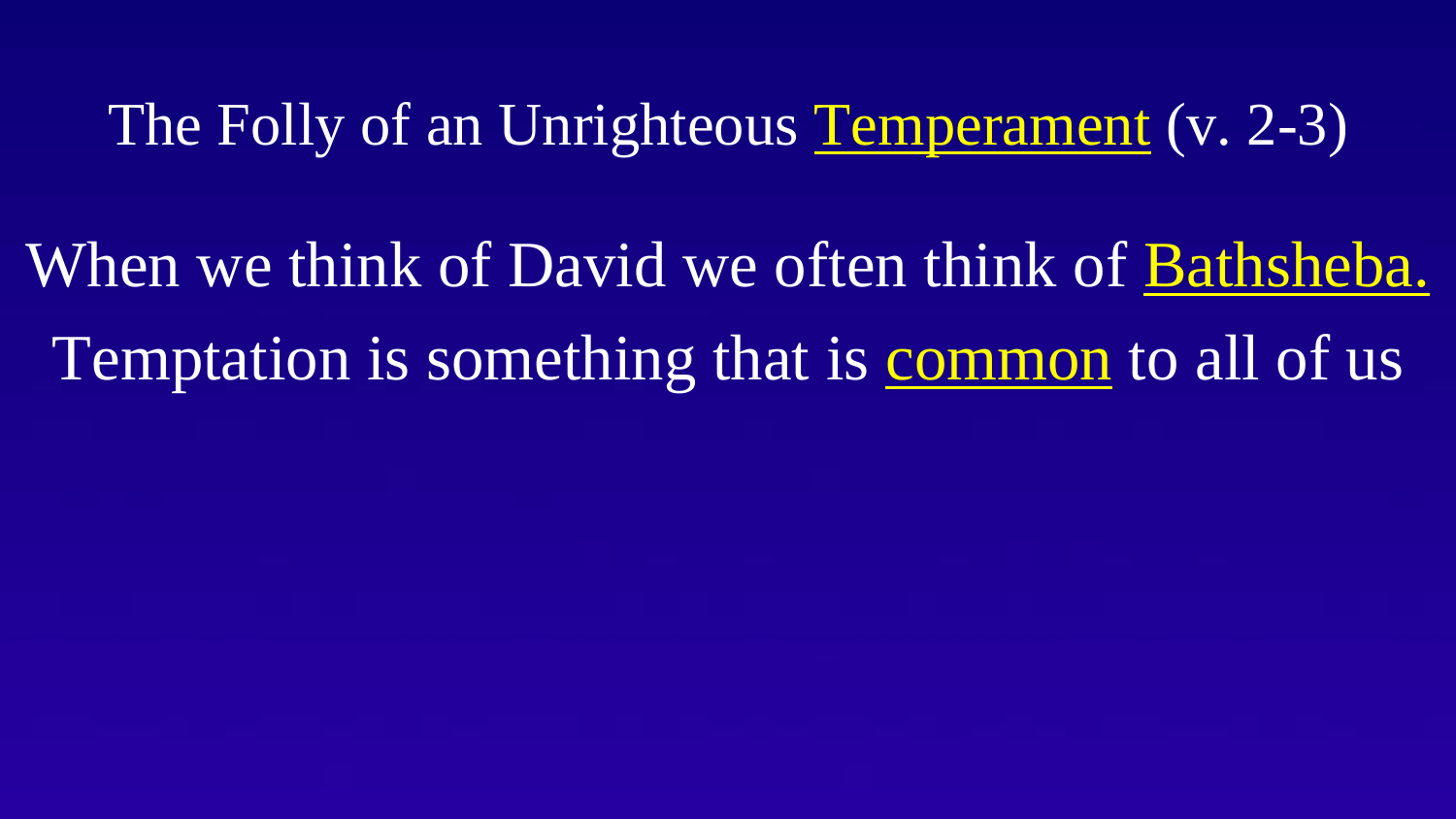## The Folly of an Unrighteous Temperament (v. 2-3)

When we think of David we often think of Bathsheba.

Temptation is something that is common to all of us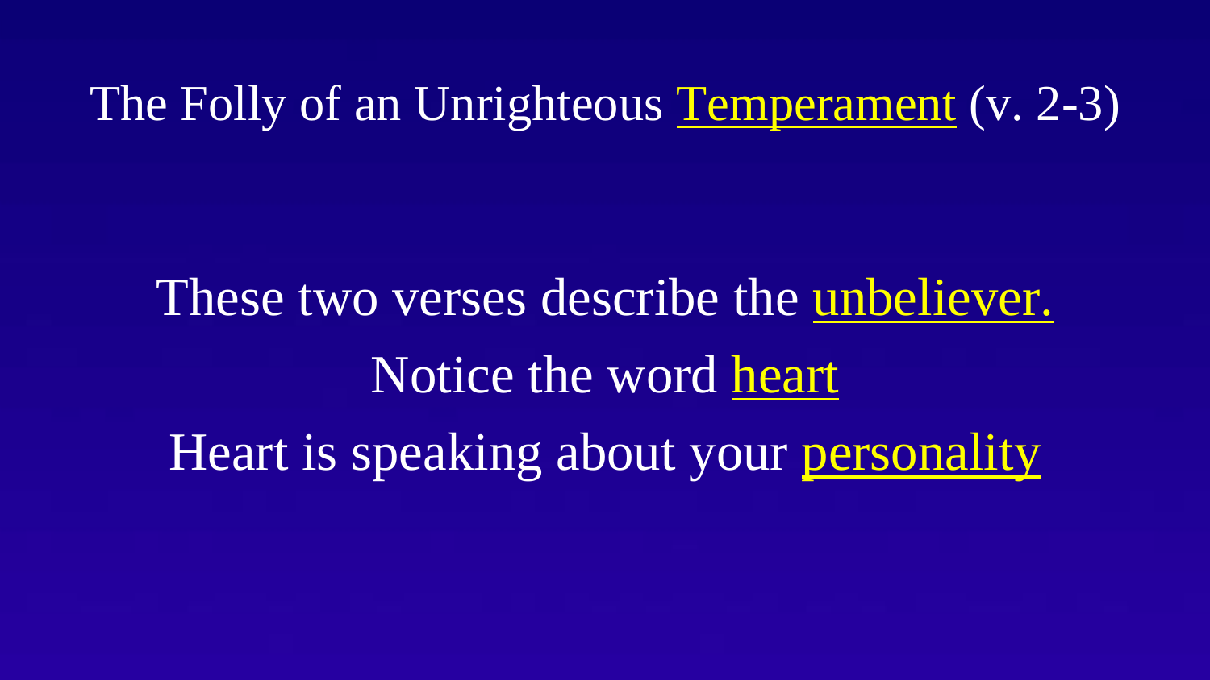# The Folly of an Unrighteous Temperament (v. 2-3)

These two verses describe the unbeliever.

Notice the word heart

Heart is speaking about your personality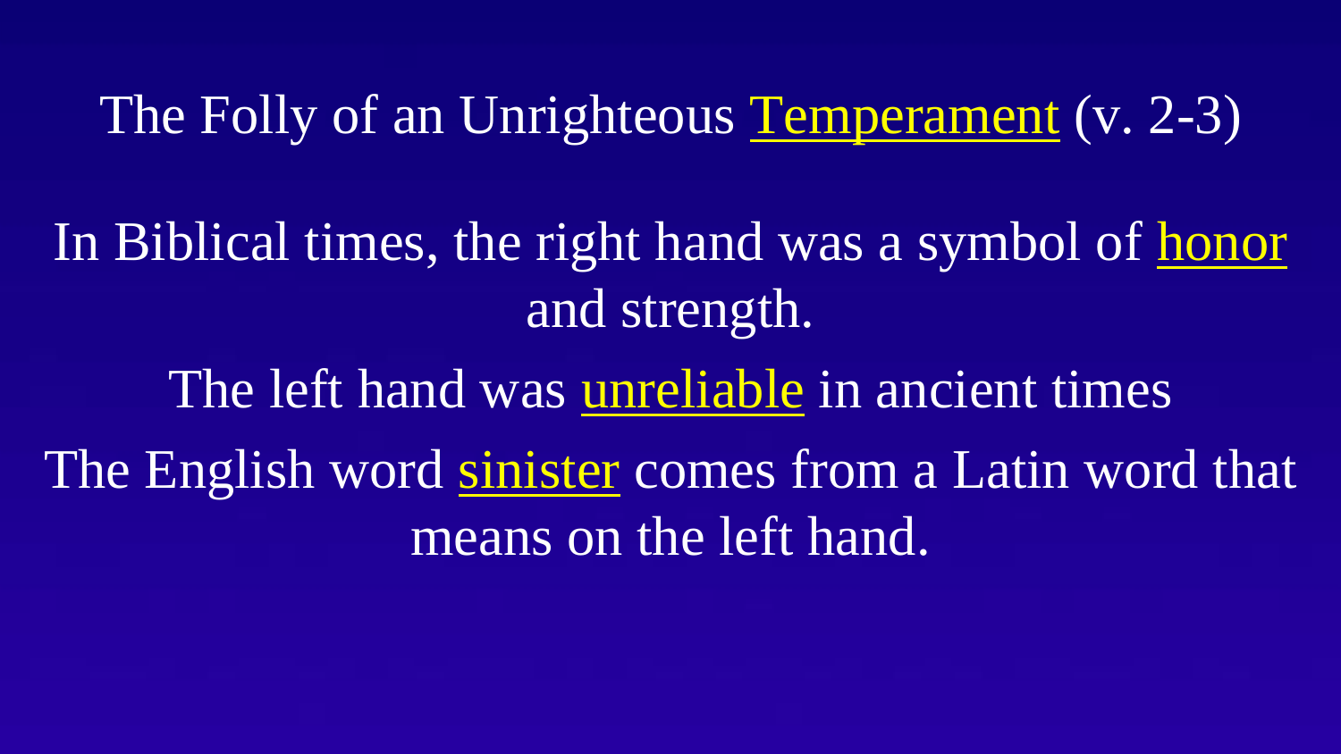## The Folly of an Unrighteous Temperament (v. 2-3)

In Biblical times, the right hand was a symbol of honor and strength.

The left hand was unreliable in ancient times

The English word sinister comes from a Latin word that means on the left hand.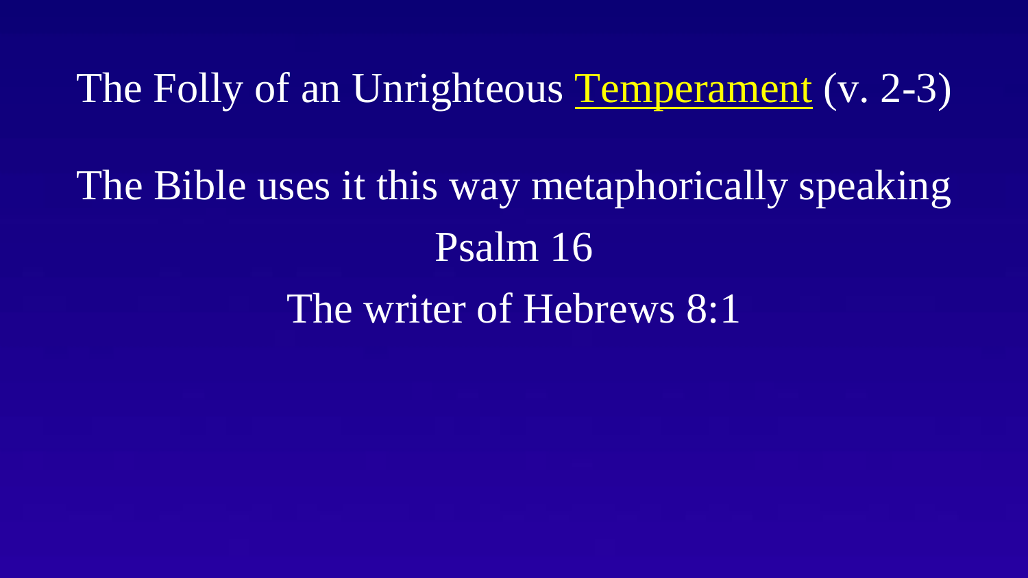# The Folly of an Unrighteous Temperament (v. 2-3)

The Bible uses it this way metaphorically speaking

Psalm 16

The writer of Hebrews 8:1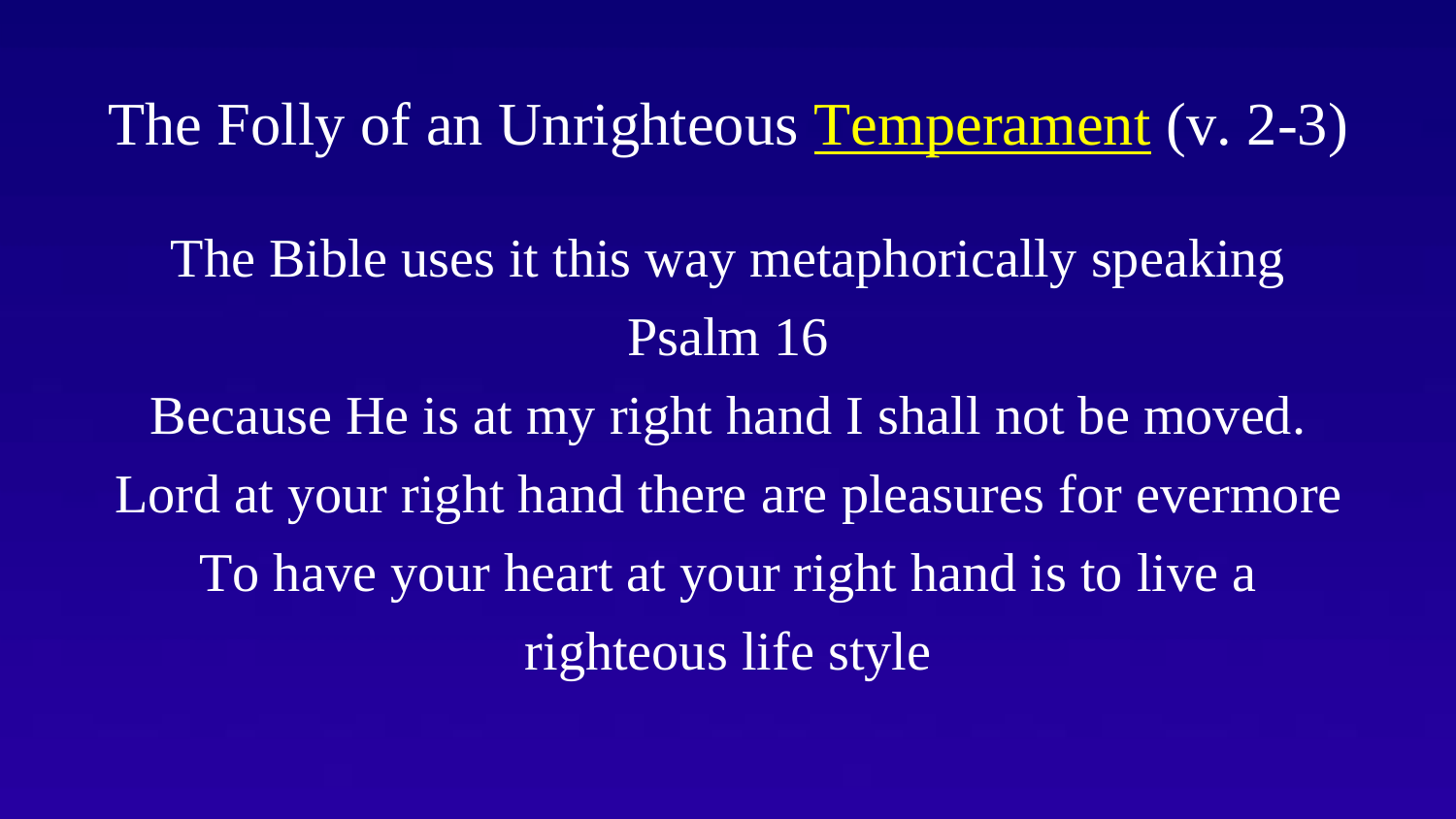# The Folly of an Unrighteous Temperament (v. 2-3)

The Bible uses it this way metaphorically speaking

Psalm 16

Because He is at my right hand I shall not be moved.

Lord at your right hand there are pleasures for evermore

To have your heart at your right hand is to live a righteous life style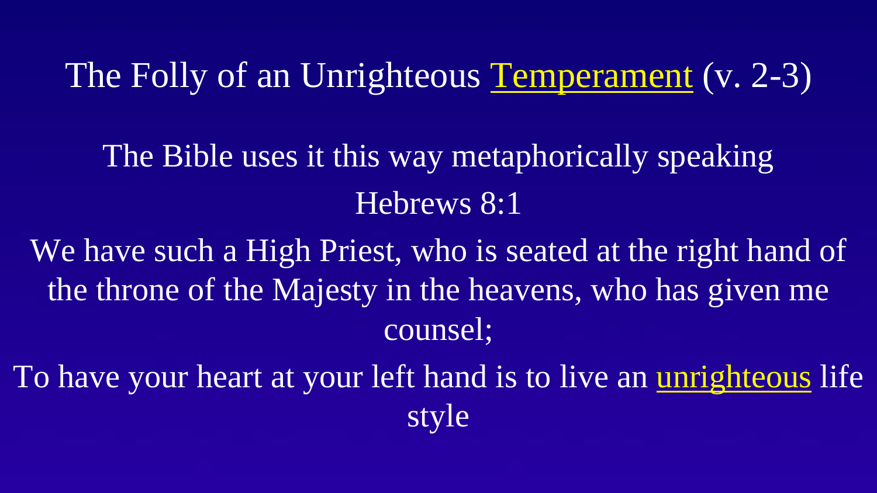# The Folly of an Unrighteous Temperament (v. 2-3)

The Bible uses it this way metaphorically speaking

Hebrews 8:1

We have such a High Priest, who is seated at the right hand of the throne of the Majesty in the heavens, who has given me counsel;

To have your heart at your left hand is to live an unrighteous life style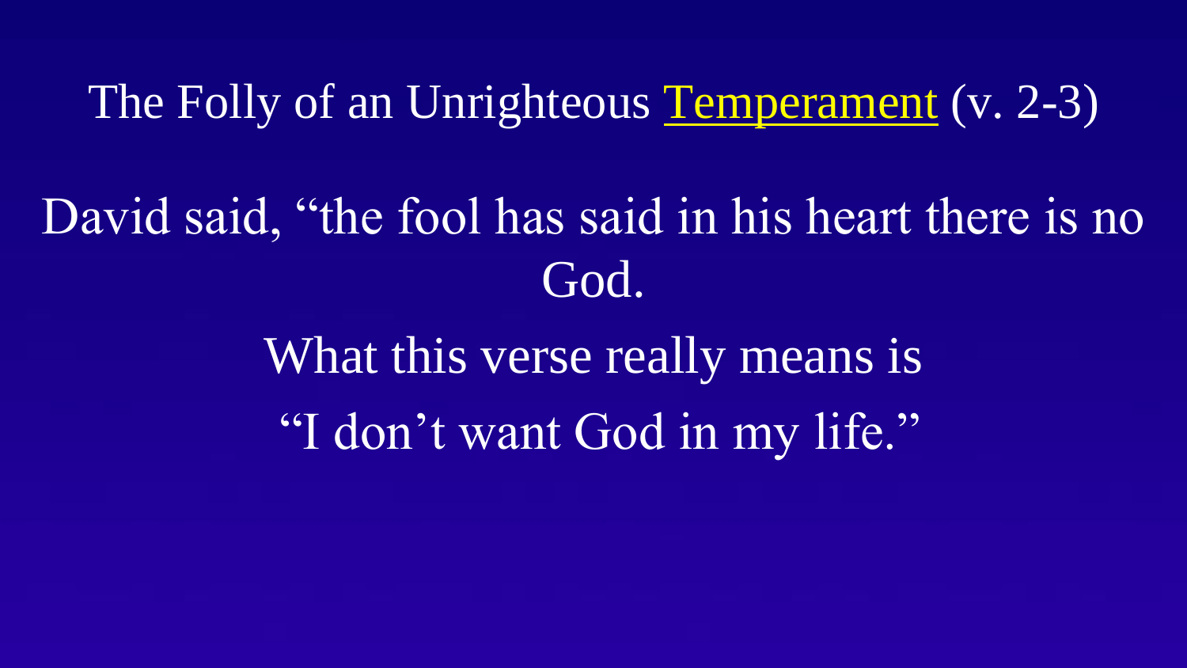## The Folly of an Unrighteous Temperament (v. 2-3)

David said, “the fool has said in his heart there is no God.

What this verse really means is

“I don’t want God in my life.”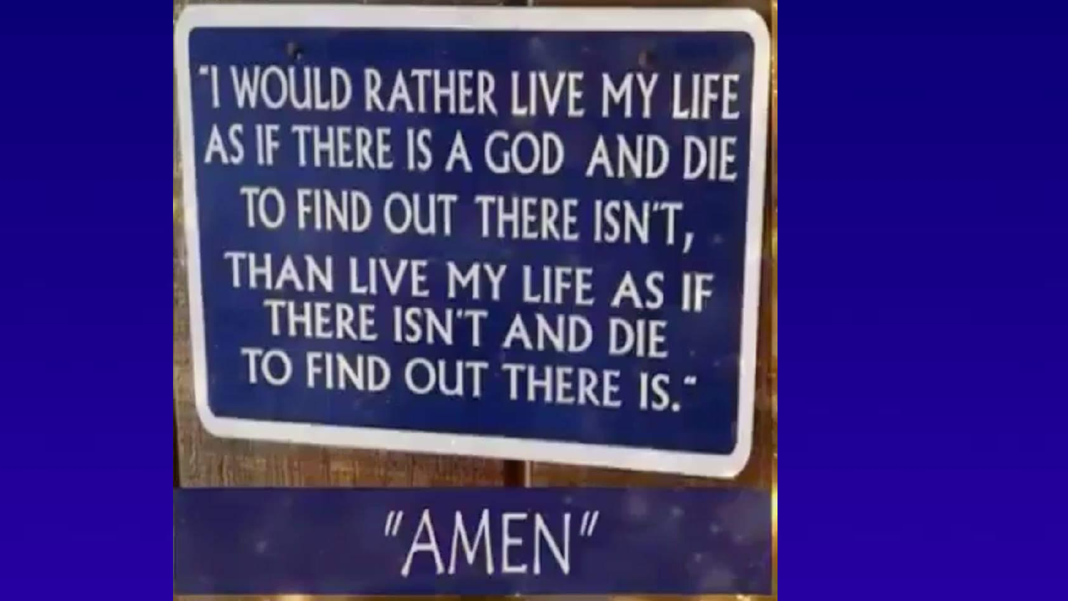"I WOULD RATHER LIVE MY LIFE AS IF THERE IS A GOD AND DIE TO FIND OUT THERE ISN'T, THAN LIVE MY LIFE AS IF THERE ISN'T AND DIE TO FIND OUT THERE IS."

"AMEN"